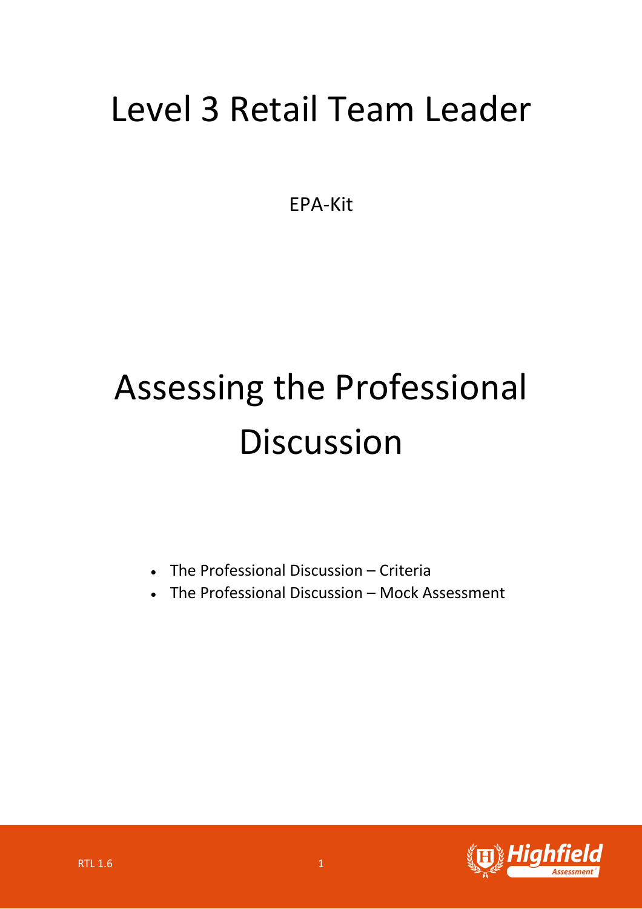# Level 3 Retail Team Leader

EPA-Kit

# Assessing the Professional Discussion

- The Professional Discussion – Criteria
- The Professional Discussion – Mock Assessment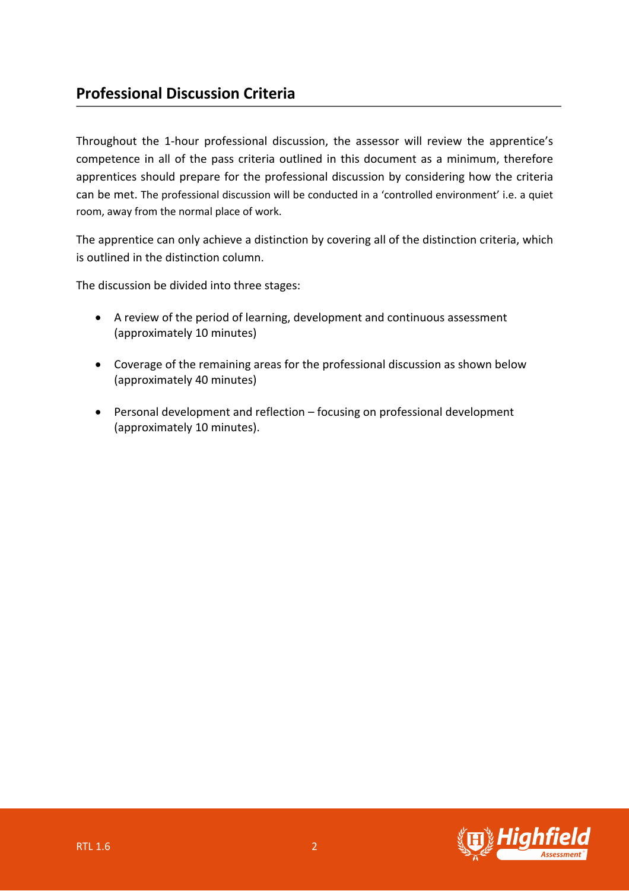## Professional Discussion Criteria

Throughout the 1-hour professional discussion, the assessor will review the apprentice's competence in all of the pass criteria outlined in this document as a minimum, therefore apprentices should prepare for the professional discussion by considering how the criteria can be met. The professional discussion will be conducted in a 'controlled environment' i.e. a quiet room, away from the normal place of work.

The apprentice can only achieve a distinction by covering all of the distinction criteria, which is outlined in the distinction column.

The discussion be divided into three stages:

- A review of the period of learning, development and continuous assessment (approximately 10 minutes)
- Coverage of the remaining areas for the professional discussion as shown below (approximately 40 minutes)
- Personal development and reflection – focusing on professional development (approximately 10 minutes).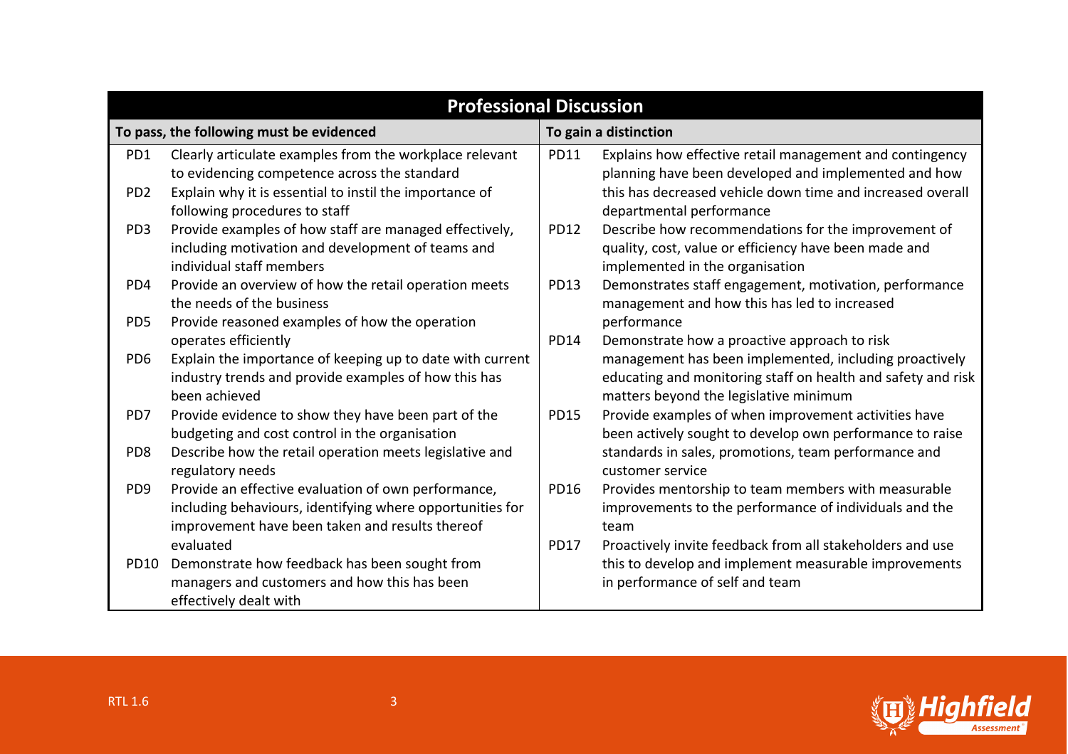| Professional Discussion | | | |
|---|---|---|---|
| **To pass, the following must be evidenced** | | **To gain a distinction** | |
| PD1 | Clearly articulate examples from the workplace relevant to evidencing competence across the standard | PD11 | Explains how effective retail management and contingency planning have been developed and implemented and how this has decreased vehicle down time and increased overall departmental performance |
| PD2 | Explain why it is essential to instil the importance of following procedures to staff | PD12 | Describe how recommendations for the improvement of quality, cost, value or efficiency have been made and implemented in the organisation |
| PD3 | Provide examples of how staff are managed effectively, including motivation and development of teams and individual staff members | PD13 | Demonstrates staff engagement, motivation, performance management and how this has led to increased performance |
| PD4 | Provide an overview of how the retail operation meets the needs of the business | PD14 | Demonstrate how a proactive approach to risk management has been implemented, including proactively educating and monitoring staff on health and safety and risk matters beyond the legislative minimum |
| PD5 | Provide reasoned examples of how the operation operates efficiently | PD15 | Provide examples of when improvement activities have been actively sought to develop own performance to raise standards in sales, promotions, team performance and customer service |
| PD6 | Explain the importance of keeping up to date with current industry trends and provide examples of how this has been achieved | PD16 | Provides mentorship to team members with measurable improvements to the performance of individuals and the team |
| PD7 | Provide evidence to show they have been part of the budgeting and cost control in the organisation | PD17 | Proactively invite feedback from all stakeholders and use this to develop and implement measurable improvements in performance of self and team |
| PD8 | Describe how the retail operation meets legislative and regulatory needs | | |
| PD9 | Provide an effective evaluation of own performance, including behaviours, identifying where opportunities for improvement have been taken and results thereof evaluated | | |
| PD10 | Demonstrate how feedback has been sought from managers and customers and how this has been effectively dealt with | | |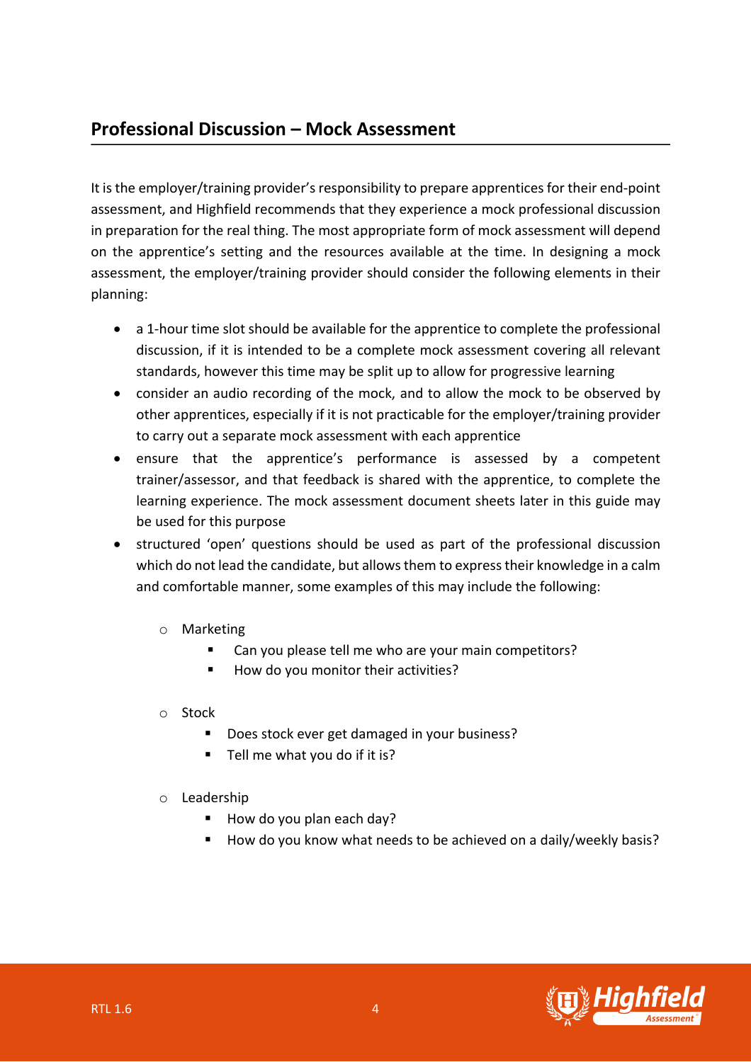## Professional Discussion – Mock Assessment

It is the employer/training provider's responsibility to prepare apprentices for their end-point assessment, and Highfield recommends that they experience a mock professional discussion in preparation for the real thing. The most appropriate form of mock assessment will depend on the apprentice's setting and the resources available at the time. In designing a mock assessment, the employer/training provider should consider the following elements in their planning:

- a 1-hour time slot should be available for the apprentice to complete the professional discussion, if it is intended to be a complete mock assessment covering all relevant standards, however this time may be split up to allow for progressive learning
- consider an audio recording of the mock, and to allow the mock to be observed by other apprentices, especially if it is not practicable for the employer/training provider to carry out a separate mock assessment with each apprentice
- ensure that the apprentice's performance is assessed by a competent trainer/assessor, and that feedback is shared with the apprentice, to complete the learning experience. The mock assessment document sheets later in this guide may be used for this purpose
- structured 'open' questions should be used as part of the professional discussion which do not lead the candidate, but allows them to express their knowledge in a calm and comfortable manner, some examples of this may include the following:
    - Marketing
        - Can you please tell me who are your main competitors?
        - How do you monitor their activities?
    - Stock
        - Does stock ever get damaged in your business?
        - Tell me what you do if it is?
    - Leadership
        - How do you plan each day?
        - How do you know what needs to be achieved on a daily/weekly basis?